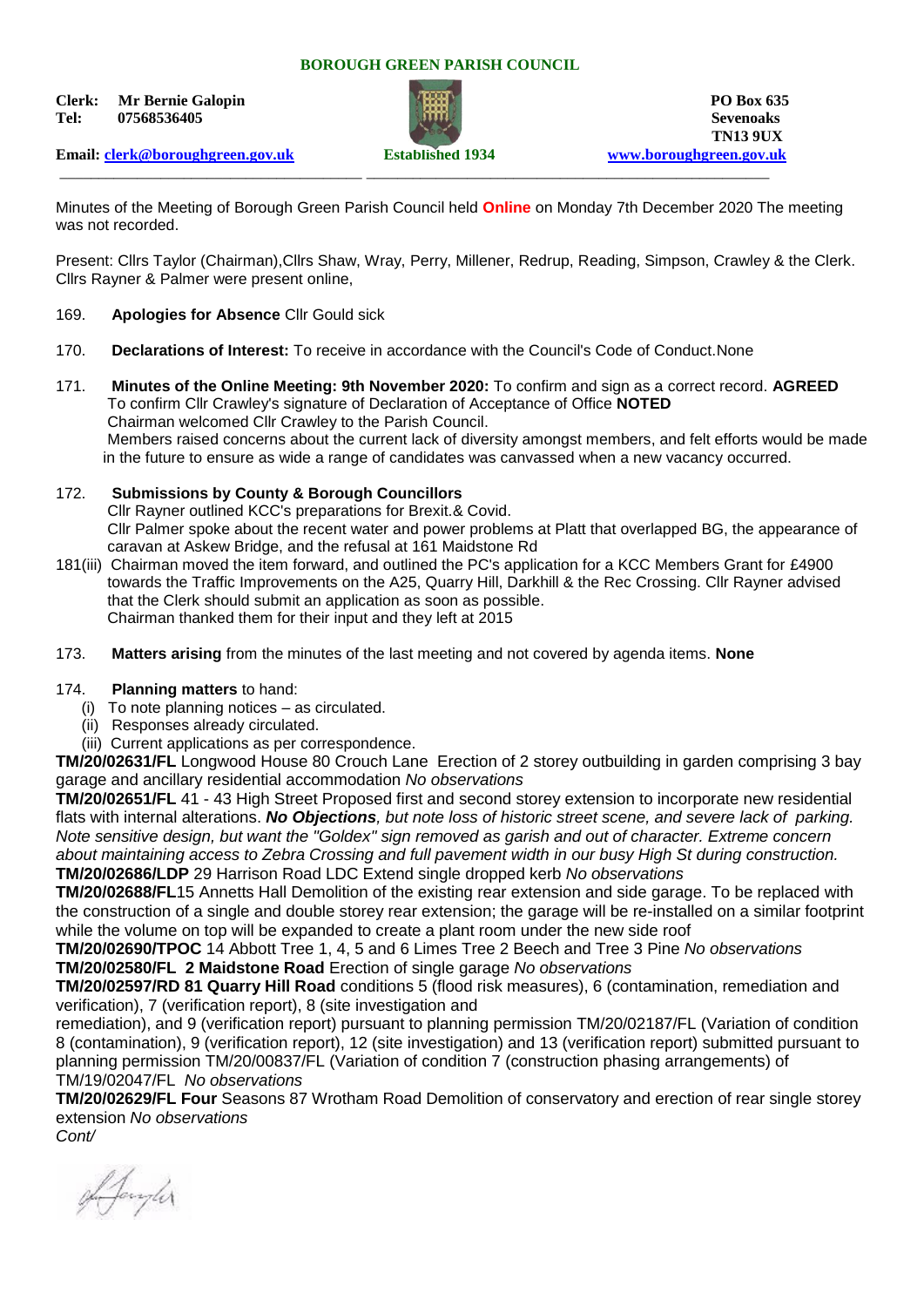**BOROUGH GREEN PARISH COUNCIL**

**Clerk: Mr Bernie Galopin**
**Tel: 07568536405**

**Email: [clerk@boroughgreen.gov.uk](mailto:clerk@boroughgreen.gov.uk)**

**Established 1934**

**PO Box 635**
**Sevenoaks**
**TN13 9UX**
**[www.boroughgreen.gov.uk](http://www.boroughgreen.gov.uk)**

---

Minutes of the Meeting of Borough Green Parish Council held **Online** on Monday 7th December 2020 The meeting was not recorded.

Present: Cllrs Taylor (Chairman),Cllrs Shaw, Wray, Perry, Millener, Redrup, Reading, Simpson, Crawley & the Clerk. Cllrs Rayner & Palmer were present online,

169. **Apologies for Absence** Cllr Gould sick

170. **Declarations of Interest:** To receive in accordance with the Council's Code of Conduct.None

171. **Minutes of the Online Meeting: 9th November 2020:** To confirm and sign as a correct record. **AGREED**
To confirm Cllr Crawley's signature of Declaration of Acceptance of Office **NOTED**
Chairman welcomed Cllr Crawley to the Parish Council.
Members raised concerns about the current lack of diversity amongst members, and felt efforts would be made in the future to ensure as wide a range of candidates was canvassed when a new vacancy occurred.

172. **Submissions by County & Borough Councillors**
Cllr Rayner outlined KCC's preparations for Brexit.& Covid.
Cllr Palmer spoke about the recent water and power problems at Platt that overlapped BG, the appearance of caravan at Askew Bridge, and the refusal at 161 Maidstone Rd

181(iii) Chairman moved the item forward, and outlined the PC's application for a KCC Members Grant for £4900 towards the Traffic Improvements on the A25, Quarry Hill, Darkhill & the Rec Crossing. Cllr Rayner advised that the Clerk should submit an application as soon as possible.
Chairman thanked them for their input and they left at 2015

173. **Matters arising** from the minutes of the last meeting and not covered by agenda items. **None**

174. **Planning matters** to hand:
   (i) To note planning notices – as circulated.
   (ii) Responses already circulated.
   (iii) Current applications as per correspondence.

**TM/20/02631/FL** Longwood House 80 Crouch Lane Erection of 2 storey outbuilding in garden comprising 3 bay garage and ancillary residential accommodation *No observations*

**TM/20/02651/FL** 41 - 43 High Street Proposed first and second storey extension to incorporate new residential flats with internal alterations. ***No Objections****, but note loss of historic street scene, and severe lack of parking. Note sensitive design, but want the "Goldex" sign removed as garish and out of character. Extreme concern about maintaining access to Zebra Crossing and full pavement width in our busy High St during construction.*

**TM/20/02686/LDP** 29 Harrison Road LDC Extend single dropped kerb *No observations*

**TM/20/02688/FL**15 Annetts Hall Demolition of the existing rear extension and side garage. To be replaced with the construction of a single and double storey rear extension; the garage will be re-installed on a similar footprint while the volume on top will be expanded to create a plant room under the new side roof

**TM/20/02690/TPOC** 14 Abbott Tree 1, 4, 5 and 6 Limes Tree 2 Beech and Tree 3 Pine *No observations*

**TM/20/02580/FL 2 Maidstone Road** Erection of single garage *No observations*

**TM/20/02597/RD 81 Quarry Hill Road** conditions 5 (flood risk measures), 6 (contamination, remediation and verification), 7 (verification report), 8 (site investigation and remediation), and 9 (verification report) pursuant to planning permission TM/20/02187/FL (Variation of condition 8 (contamination), 9 (verification report), 12 (site investigation) and 13 (verification report) submitted pursuant to planning permission TM/20/00837/FL (Variation of condition 7 (construction phasing arrangements) of TM/19/02047/FL *No observations*

**TM/20/02629/FL Four** Seasons 87 Wrotham Road Demolition of conservatory and erection of rear single storey extension *No observations*

*Cont/*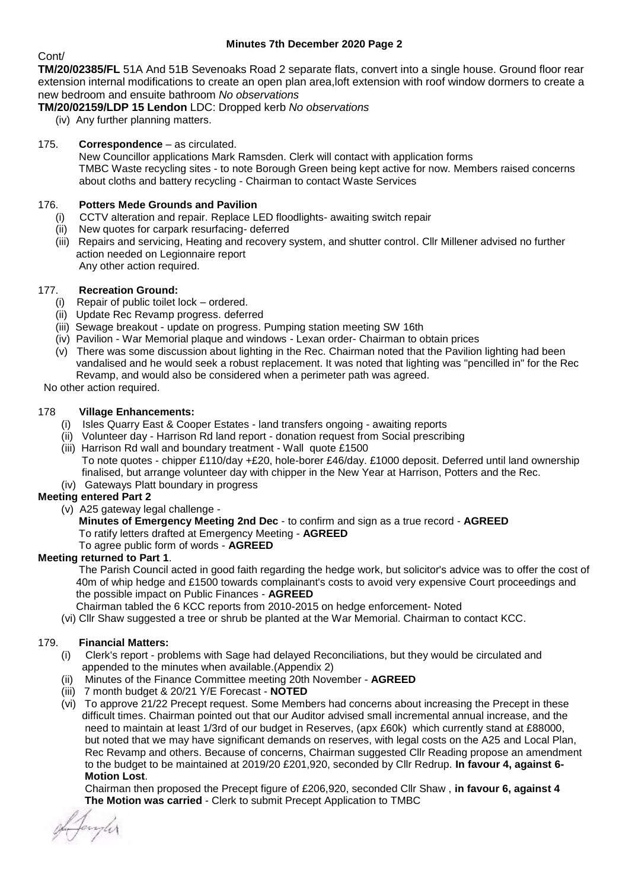**Minutes 7th December 2020 Page 2**

Cont/

**TM/20/02385/FL** 51A And 51B Sevenoaks Road 2 separate flats, convert into a single house. Ground floor rear extension internal modifications to create an open plan area,loft extension with roof window dormers to create a new bedroom and ensuite bathroom *No observations*

**TM/20/02159/LDP 15 Lendon** LDC: Dropped kerb *No observations*

(iv) Any further planning matters.

175. **Correspondence** – as circulated.
New Councillor applications Mark Ramsden. Clerk will contact with application forms
TMBC Waste recycling sites - to note Borough Green being kept active for now. Members raised concerns about cloths and battery recycling - Chairman to contact Waste Services

176. **Potters Mede Grounds and Pavilion**

(i) CCTV alteration and repair. Replace LED floodlights- awaiting switch repair
(ii) New quotes for carpark resurfacing- deferred
(iii) Repairs and servicing, Heating and recovery system, and shutter control. Cllr Millener advised no further action needed on Legionnaire report
Any other action required.

177. **Recreation Ground:**

(i) Repair of public toilet lock – ordered.
(ii) Update Rec Revamp progress. deferred
(iii) Sewage breakout - update on progress. Pumping station meeting SW 16th
(iv) Pavilion - War Memorial plaque and windows - Lexan order- Chairman to obtain prices
(v) There was some discussion about lighting in the Rec. Chairman noted that the Pavilion lighting had been vandalised and he would seek a robust replacement. It was noted that lighting was "pencilled in" for the Rec Revamp, and would also be considered when a perimeter path was agreed.

No other action required.

178 **Village Enhancements:**

(i) Isles Quarry East & Cooper Estates - land transfers ongoing - awaiting reports
(ii) Volunteer day - Harrison Rd land report - donation request from Social prescribing
(iii) Harrison Rd wall and boundary treatment - Wall quote £1500
To note quotes - chipper £110/day +£20, hole-borer £46/day. £1000 deposit. Deferred until land ownership finalised, but arrange volunteer day with chipper in the New Year at Harrison, Potters and the Rec.
(iv) Gateways Platt boundary in progress

**Meeting entered Part 2**

(v) A25 gateway legal challenge -
**Minutes of Emergency Meeting 2nd Dec** - to confirm and sign as a true record - **AGREED**
To ratify letters drafted at Emergency Meeting - **AGREED**
To agree public form of words - **AGREED**

**Meeting returned to Part 1**.

The Parish Council acted in good faith regarding the hedge work, but solicitor's advice was to offer the cost of 40m of whip hedge and £1500 towards complainant's costs to avoid very expensive Court proceedings and the possible impact on Public Finances - **AGREED**

Chairman tabled the 6 KCC reports from 2010-2015 on hedge enforcement- Noted

(vi) Cllr Shaw suggested a tree or shrub be planted at the War Memorial. Chairman to contact KCC.

179. **Financial Matters:**

(i) Clerk's report - problems with Sage had delayed Reconciliations, but they would be circulated and appended to the minutes when available.(Appendix 2)
(ii) Minutes of the Finance Committee meeting 20th November - **AGREED**
(iii) 7 month budget & 20/21 Y/E Forecast - **NOTED**
(vi) To approve 21/22 Precept request. Some Members had concerns about increasing the Precept in these difficult times. Chairman pointed out that our Auditor advised small incremental annual increase, and the need to maintain at least 1/3rd of our budget in Reserves, (apx £60k) which currently stand at £88000, but noted that we may have significant demands on reserves, with legal costs on the A25 and Local Plan, Rec Revamp and others. Because of concerns, Chairman suggested Cllr Reading propose an amendment to the budget to be maintained at 2019/20 £201,920, seconded by Cllr Redrup. **In favour 4, against 6- Motion Lost**.

Chairman then proposed the Precept figure of £206,920, seconded Cllr Shaw , **in favour 6, against 4 The Motion was carried** - Clerk to submit Precept Application to TMBC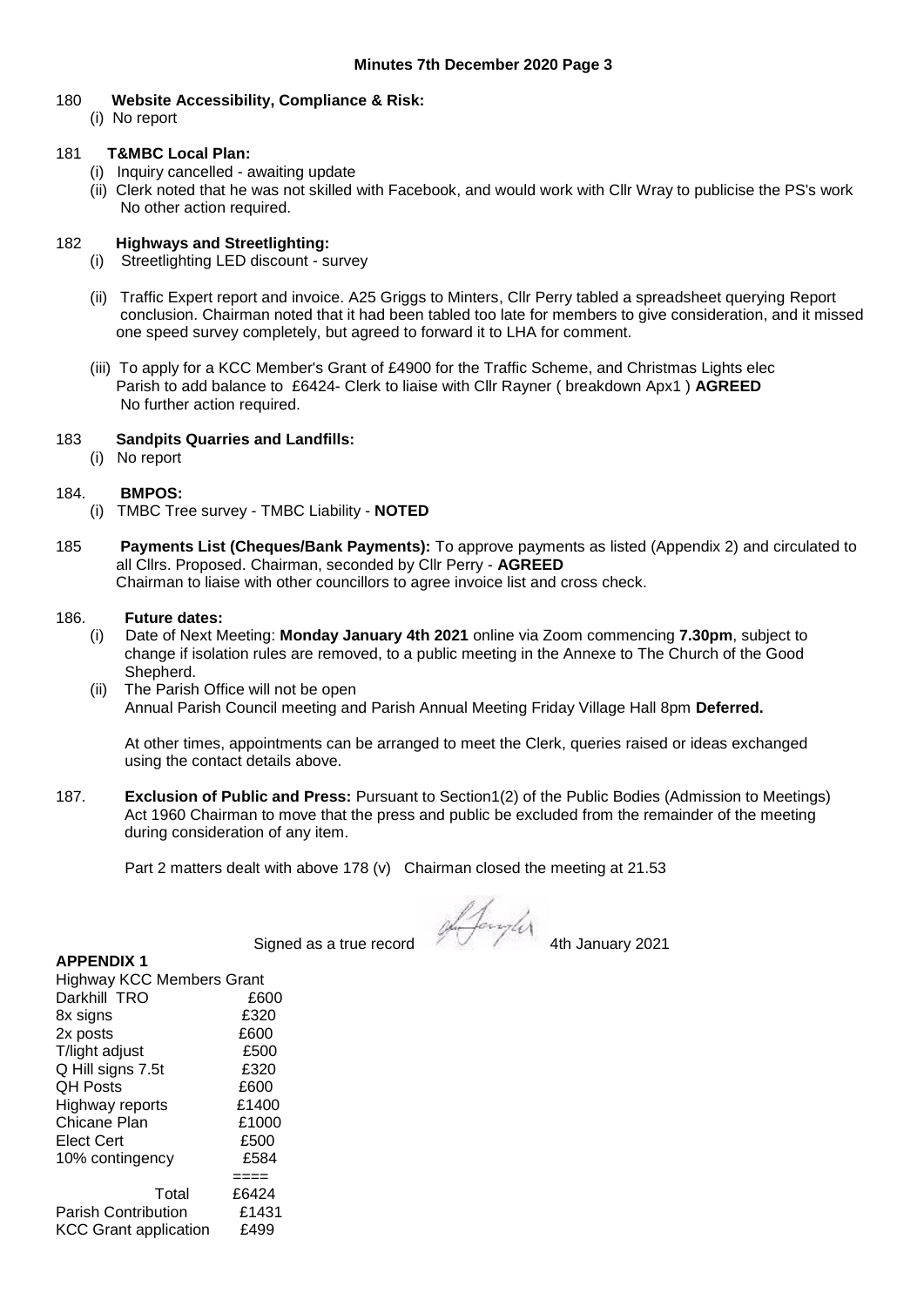180 **Website Accessibility, Compliance & Risk:**

(i) No report

181 **T&MBC Local Plan:**

(i) Inquiry cancelled - awaiting update

(ii) Clerk noted that he was not skilled with Facebook, and would work with Cllr Wray to publicise the PS's work No other action required.

182 **Highways and Streetlighting:**

(i) Streetlighting LED discount - survey

(ii) Traffic Expert report and invoice. A25 Griggs to Minters, Cllr Perry tabled a spreadsheet querying Report conclusion. Chairman noted that it had been tabled too late for members to give consideration, and it missed one speed survey completely, but agreed to forward it to LHA for comment.

(iii) To apply for a KCC Member's Grant of £4900 for the Traffic Scheme, and Christmas Lights elec Parish to add balance to £6424- Clerk to liaise with Cllr Rayner ( breakdown Apx1 ) **AGREED** No further action required.

183 **Sandpits Quarries and Landfills:**

(i) No report

184. **BMPOS:**

(i) TMBC Tree survey - TMBC Liability - **NOTED**

185 **Payments List (Cheques/Bank Payments):** To approve payments as listed (Appendix 2) and circulated to all Cllrs. Proposed. Chairman, seconded by Cllr Perry - **AGREED**
Chairman to liaise with other councillors to agree invoice list and cross check.

186. **Future dates:**

(i) Date of Next Meeting: **Monday January 4th 2021** online via Zoom commencing **7.30pm**, subject to change if isolation rules are removed, to a public meeting in the Annexe to The Church of the Good Shepherd.

(ii) The Parish Office will not be open
Annual Parish Council meeting and Parish Annual Meeting Friday Village Hall 8pm **Deferred.**

At other times, appointments can be arranged to meet the Clerk, queries raised or ideas exchanged using the contact details above.

187. **Exclusion of Public and Press:** Pursuant to Section1(2) of the Public Bodies (Admission to Meetings) Act 1960 Chairman to move that the press and public be excluded from the remainder of the meeting during consideration of any item.

Part 2 matters dealt with above 178 (v) Chairman closed the meeting at 21.53

Signed as a true record [signature] 4th January 2021

**APPENDIX 1**

| Highway KCC Members Grant | |
|---|---|
| Darkhill TRO | £600 |
| 8x signs | £320 |
| 2x posts | £600 |
| T/light adjust | £500 |
| Q Hill signs 7.5t | £320 |
| QH Posts | £600 |
| Highway reports | £1400 |
| Chicane Plan | £1000 |
| Elect Cert | £500 |
| 10% contingency | £584 |
| | ==== |
| Total | £6424 |
| Parish Contribution | £1431 |
| KCC Grant application | £499 |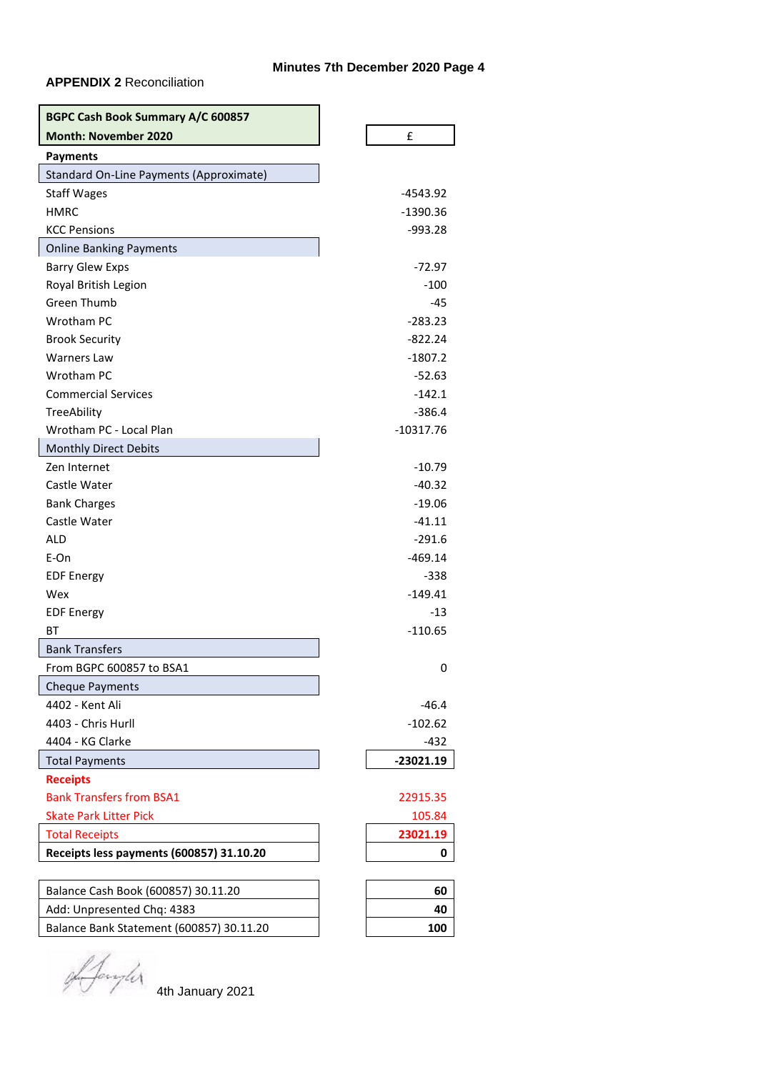**Minutes 7th December 2020 Page 4**

**APPENDIX 2** Reconciliation

| | |
|---|---|
| **BGPC Cash Book Summary A/C 600857** | |
| **Month: November 2020** | £ |
| **Payments** | |
| Standard On-Line Payments (Approximate) | |
| Staff Wages | -4543.92 |
| HMRC | -1390.36 |
| KCC Pensions | -993.28 |
| Online Banking Payments | |
| Barry Glew Exps | -72.97 |
| Royal British Legion | -100 |
| Green Thumb | -45 |
| Wrotham PC | -283.23 |
| Brook Security | -822.24 |
| Warners Law | -1807.2 |
| Wrotham PC | -52.63 |
| Commercial Services | -142.1 |
| TreeAbility | -386.4 |
| Wrotham PC - Local Plan | -10317.76 |
| Monthly Direct Debits | |
| Zen Internet | -10.79 |
| Castle Water | -40.32 |
| Bank Charges | -19.06 |
| Castle Water | -41.11 |
| ALD | -291.6 |
| E-On | -469.14 |
| EDF Energy | -338 |
| Wex | -149.41 |
| EDF Energy | -13 |
| BT | -110.65 |
| Bank Transfers | |
| From BGPC 600857 to BSA1 | 0 |
| Cheque Payments | |
| 4402 - Kent Ali | -46.4 |
| 4403 - Chris Hurll | -102.62 |
| 4404 - KG Clarke | -432 |
| Total Payments | **-23021.19** |
| **Receipts** | |
| Bank Transfers from BSA1 | 22915.35 |
| Skate Park Litter Pick | 105.84 |
| Total Receipts | **23021.19** |
| **Receipts less payments (600857) 31.10.20** | **0** |

| | |
|---|---|
| Balance Cash Book (600857) 30.11.20 | **60** |
| Add: Unpresented Chq: 4383 | **40** |
| Balance Bank Statement (600857) 30.11.20 | **100** |

4th January 2021